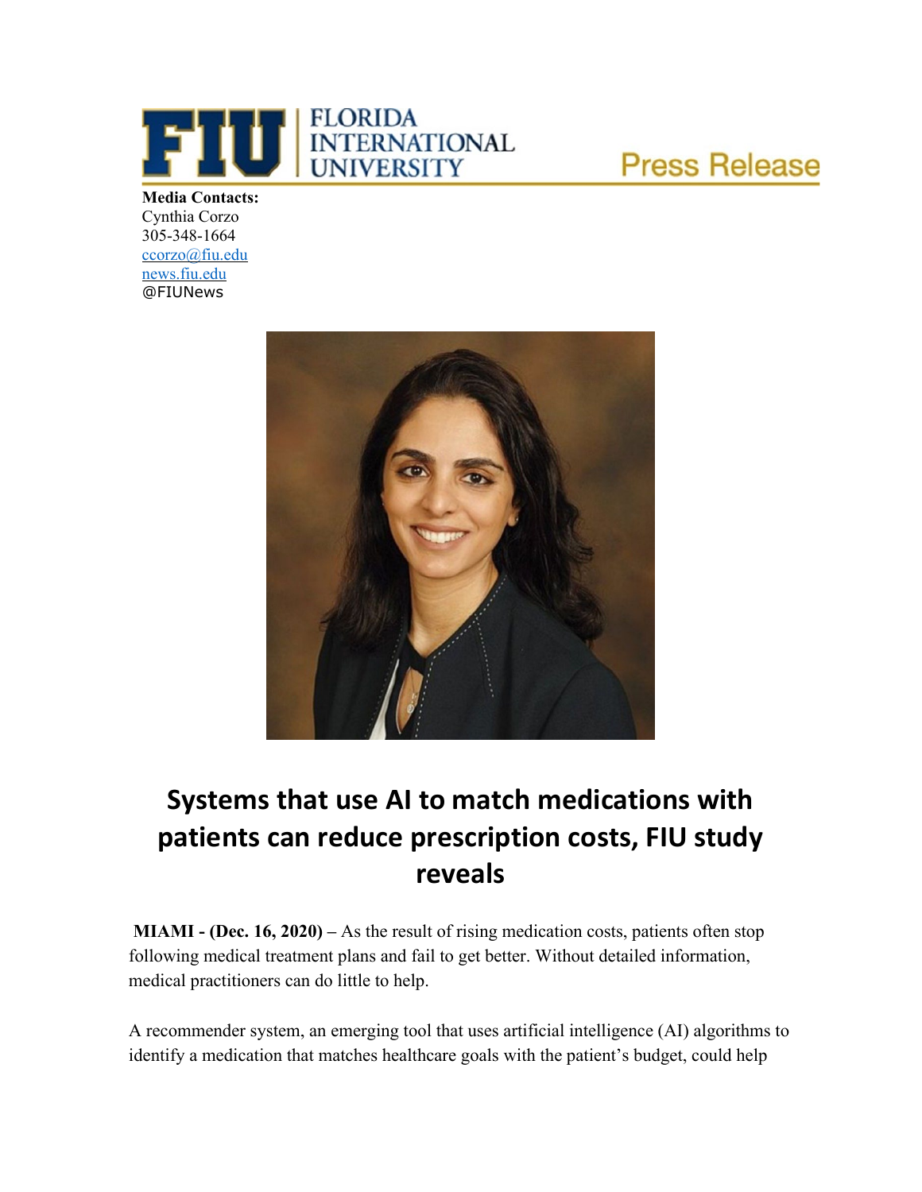**Florida International University** — Press Release

**Media Contacts:**
Cynthia Corzo
305-348-1664
ccorzo@fiu.edu
news.fiu.edu
@FIUNews

# Systems that use AI to match medications with patients can reduce prescription costs, FIU study reveals

**MIAMI - (Dec. 16, 2020) –** As the result of rising medication costs, patients often stop following medical treatment plans and fail to get better. Without detailed information, medical practitioners can do little to help.

A recommender system, an emerging tool that uses artificial intelligence (AI) algorithms to identify a medication that matches healthcare goals with the patient's budget, could help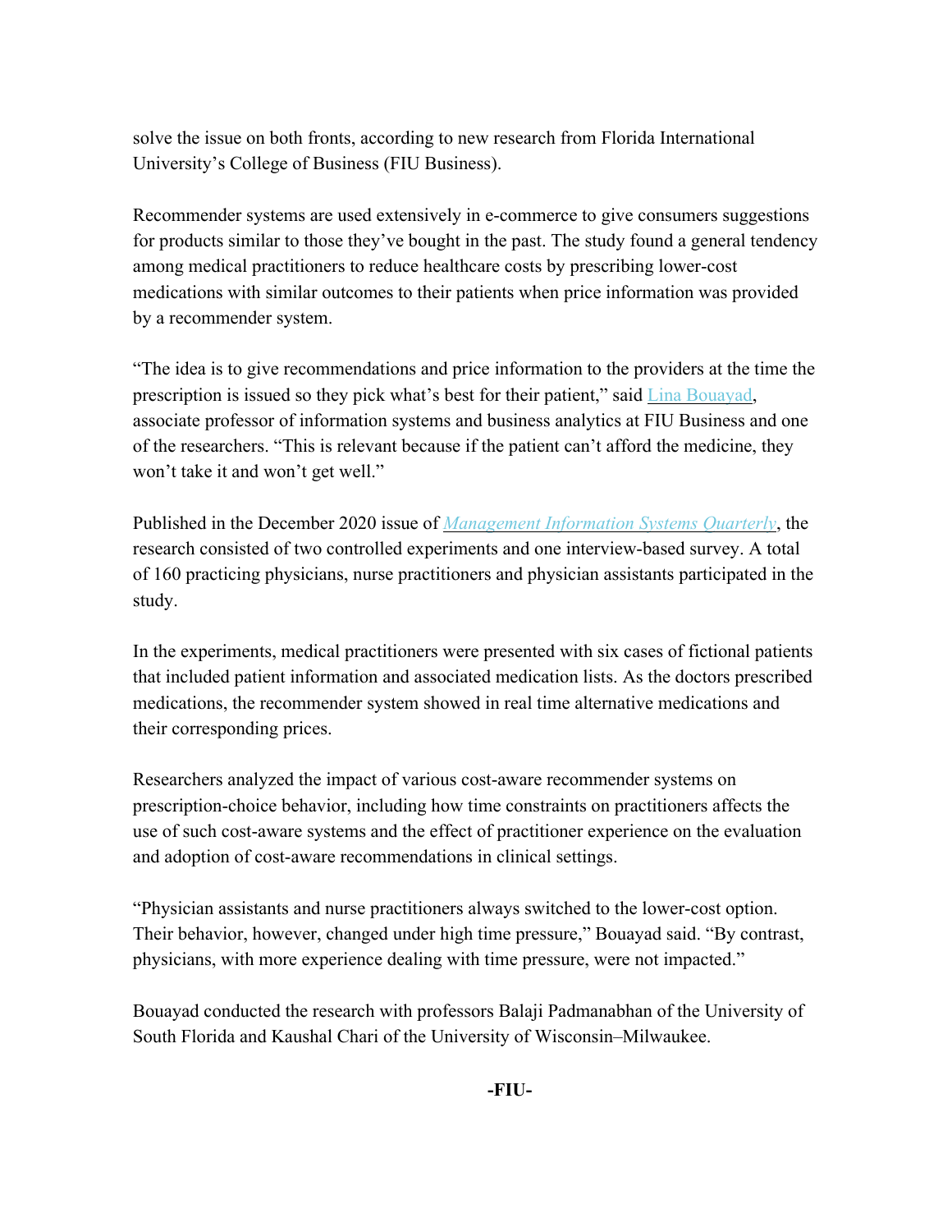solve the issue on both fronts, according to new research from Florida International University's College of Business (FIU Business).

Recommender systems are used extensively in e-commerce to give consumers suggestions for products similar to those they've bought in the past. The study found a general tendency among medical practitioners to reduce healthcare costs by prescribing lower-cost medications with similar outcomes to their patients when price information was provided by a recommender system.

"The idea is to give recommendations and price information to the providers at the time the prescription is issued so they pick what's best for their patient," said Lina Bouayad, associate professor of information systems and business analytics at FIU Business and one of the researchers. "This is relevant because if the patient can't afford the medicine, they won't take it and won't get well."

Published in the December 2020 issue of *Management Information Systems Quarterly*, the research consisted of two controlled experiments and one interview-based survey. A total of 160 practicing physicians, nurse practitioners and physician assistants participated in the study.

In the experiments, medical practitioners were presented with six cases of fictional patients that included patient information and associated medication lists. As the doctors prescribed medications, the recommender system showed in real time alternative medications and their corresponding prices.

Researchers analyzed the impact of various cost-aware recommender systems on prescription-choice behavior, including how time constraints on practitioners affects the use of such cost-aware systems and the effect of practitioner experience on the evaluation and adoption of cost-aware recommendations in clinical settings.

"Physician assistants and nurse practitioners always switched to the lower-cost option. Their behavior, however, changed under high time pressure," Bouayad said. "By contrast, physicians, with more experience dealing with time pressure, were not impacted."

Bouayad conducted the research with professors Balaji Padmanabhan of the University of South Florida and Kaushal Chari of the University of Wisconsin–Milwaukee.

**-FIU-**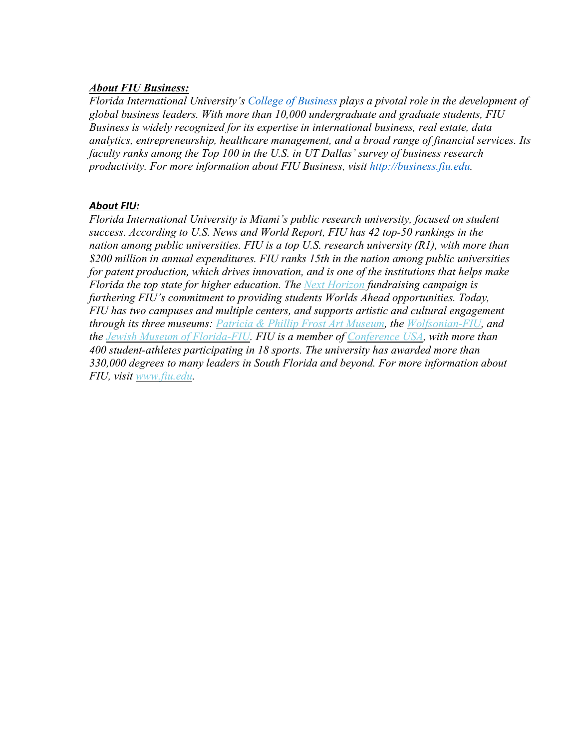***About FIU Business:***

*Florida International University's College of Business plays a pivotal role in the development of global business leaders. With more than 10,000 undergraduate and graduate students, FIU Business is widely recognized for its expertise in international business, real estate, data analytics, entrepreneurship, healthcare management, and a broad range of financial services. Its faculty ranks among the Top 100 in the U.S. in UT Dallas' survey of business research productivity. For more information about FIU Business, visit http://business.fiu.edu.*

***About FIU:***

*Florida International University is Miami's public research university, focused on student success. According to U.S. News and World Report, FIU has 42 top-50 rankings in the nation among public universities. FIU is a top U.S. research university (R1), with more than $200 million in annual expenditures. FIU ranks 15th in the nation among public universities for patent production, which drives innovation, and is one of the institutions that helps make Florida the top state for higher education. The Next Horizon fundraising campaign is furthering FIU's commitment to providing students Worlds Ahead opportunities. Today, FIU has two campuses and multiple centers, and supports artistic and cultural engagement through its three museums: Patricia & Phillip Frost Art Museum, the Wolfsonian-FIU, and the Jewish Museum of Florida-FIU. FIU is a member of Conference USA, with more than 400 student-athletes participating in 18 sports. The university has awarded more than 330,000 degrees to many leaders in South Florida and beyond. For more information about FIU, visit www.fiu.edu.*